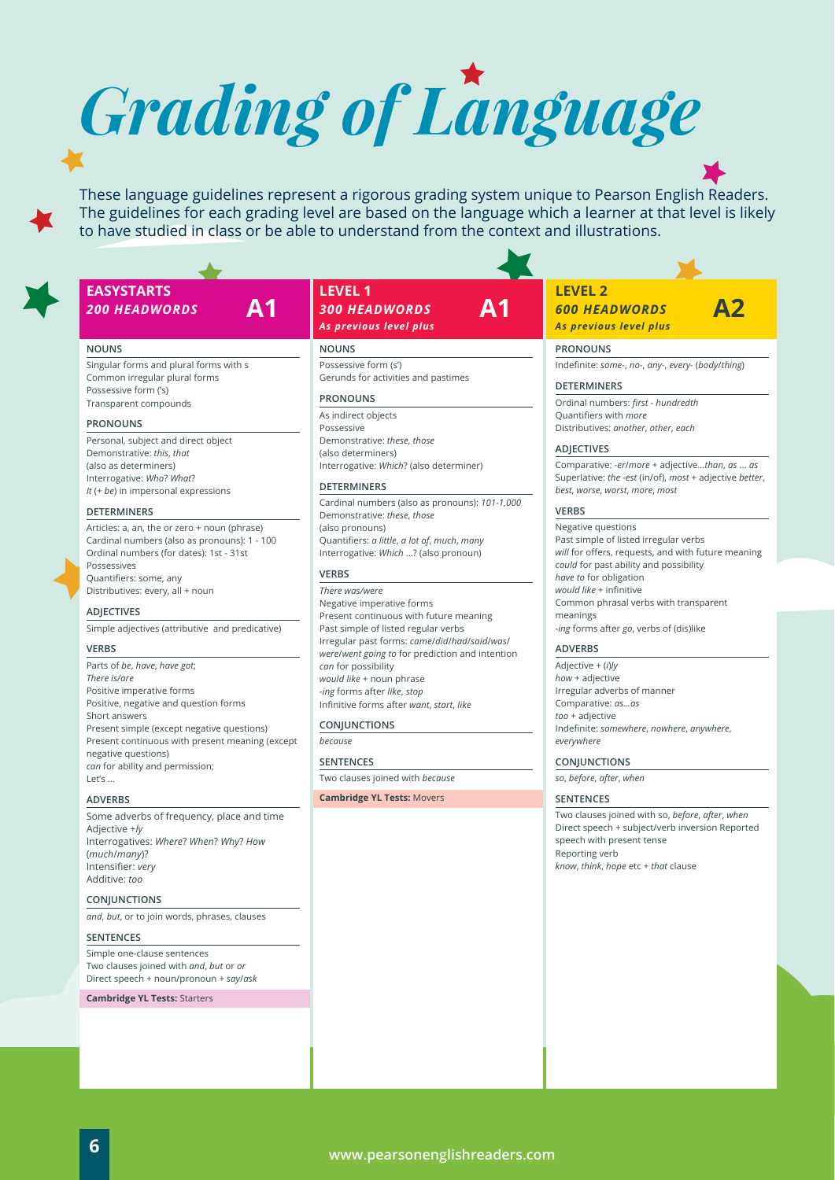# Grading of Language

These language guidelines represent a rigorous grading system unique to Pearson English Readers. The guidelines for each grading level are based on the language which a learner at that level is likely to have studied in class or be able to understand from the context and illustrations.

## EASYSTARTS
***200 HEADWORDS*** **A1**

### NOUNS

Singular forms and plural forms with s
Common irregular plural forms
Possessive form ('s)
Transparent compounds

### PRONOUNS

Personal, subject and direct object
Demonstrative: *this*, *that*
(also as determiners)
Interrogative: *Who*? *What*?
*It* (+ *be*) in impersonal expressions

### DETERMINERS

Articles: a, an, the or zero + noun (phrase)
Cardinal numbers (also as pronouns): 1 - 100
Ordinal numbers (for dates): 1st - 31st
Possessives
Quantifiers: some, any
Distributives: every, all + noun

### ADJECTIVES

Simple adjectives (attributive and predicative)

### VERBS

Parts of *be*, *have*, *have got*;
*There is/are*
Positive imperative forms
Positive, negative and question forms
Short answers
Present simple (except negative questions)
Present continuous with present meaning (except negative questions)
*can* for ability and permission;
Let's ...

### ADVERBS

Some adverbs of frequency, place and time
Adjective +*ly*
Interrogatives: *Where*? *When*? *Why*? *How* (*much*/*many*)?
Intensifier: *very*
Additive: *too*

### CONJUNCTIONS

*and*, *but*, or to join words, phrases, clauses

### SENTENCES

Simple one-clause sentences
Two clauses joined with *and*, *but* or *or*
Direct speech + noun/pronoun + *say/ask*

**Cambridge YL Tests:** Starters

## LEVEL 1
***300 HEADWORDS*** **A1**
***As previous level plus***

### NOUNS

Possessive form (s')
Gerunds for activities and pastimes

### PRONOUNS

As indirect objects
Possessive
Demonstrative: *these*, *those*
(also determiners)
Interrogative: *Which*? (also determiner)

### DETERMINERS

Cardinal numbers (also as pronouns): *101-1,000*
Demonstrative: *these*, *those*
(also pronouns)
Quantifiers: *a little*, *a lot of*, *much*, *many*
Interrogative: *Which* ...? (also pronoun)

### VERBS

*There was/were*
Negative imperative forms
Present continuous with future meaning
Past simple of listed regular verbs
Irregular past forms: *came*/*did*/*had*/*said*/*was*/*were*/*went going to* for prediction and intention
*can* for possibility
*would like* + noun phrase
*-ing* forms after *like*, *stop*
Infinitive forms after *want*, *start*, *like*

### CONJUNCTIONS

*because*

### SENTENCES

Two clauses joined with *because*

**Cambridge YL Tests:** Movers

## LEVEL 2
***600 HEADWORDS*** **A2**
***As previous level plus***

### PRONOUNS

Indefinite: *some-*, *no-*, *any-*, *every-* (*body/thing*)

### DETERMINERS

Ordinal numbers: *first - hundredth*
Quantifiers with *more*
Distributives: *another*, *other*, *each*

### ADJECTIVES

Comparative: *-er/more* + adjective...*than*, *as ... as*
Superlative: *the -est* (in/of), *most* + adjective *better*, *best*, *worse*, *worst*, *more*, *most*

### VERBS

Negative questions
Past simple of listed irregular verbs
*will* for offers, requests, and with future meaning
*could* for past ability and possibility
*have to* for obligation
*would like* + infinitive
Common phrasal verbs with transparent meanings
*-ing* forms after *go*, verbs of (dis)like

### ADVERBS

Adjective + (*i*)*ly*
*how* + adjective
Irregular adverbs of manner
Comparative: *as*...*as*
*too* + adjective
Indefinite: *somewhere*, *nowhere*, *anywhere*, *everywhere*

### CONJUNCTIONS

*so*, *before*, *after*, *when*

### SENTENCES

Two clauses joined with so, *before*, *after*, *when*
Direct speech + subject/verb inversion Reported speech with present tense
Reporting verb
*know*, *think*, *hope* etc + *that* clause

www.pearsonenglishreaders.com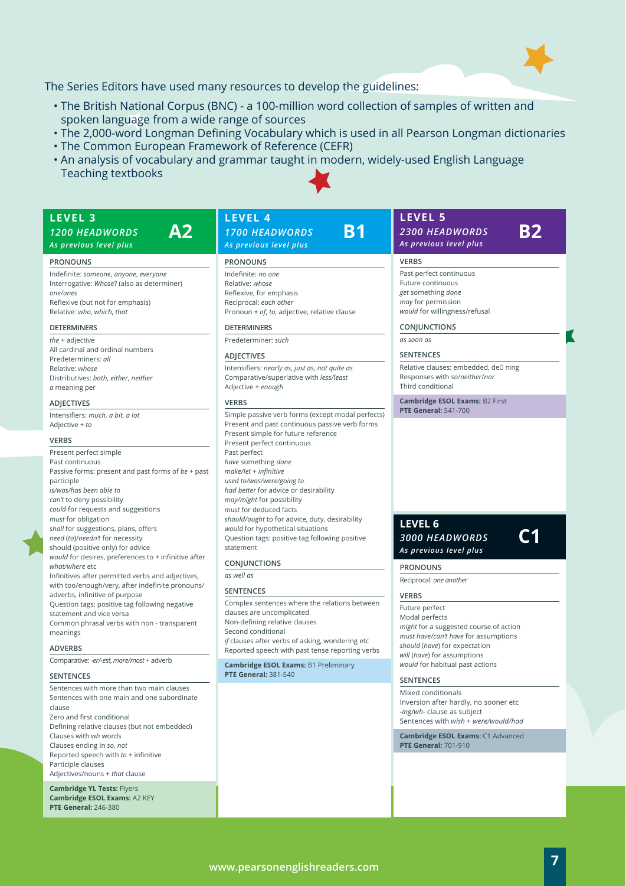The Series Editors have used many resources to develop the guidelines:

- The British National Corpus (BNC) - a 100-million word collection of samples of written and spoken language from a wide range of sources
- The 2,000-word Longman Defining Vocabulary which is used in all Pearson Longman dictionaries
- The Common European Framework of Reference (CEFR)
- An analysis of vocabulary and grammar taught in modern, widely-used English Language Teaching textbooks

## LEVEL 3 — A2

*1200 HEADWORDS*

*As previous level plus*

### PRONOUNS

Indefinite: *someone*, *anyone*, *everyone*
Interrogative: *Whose*? (also as determiner)
*one/ones*
Reflexive (but not for emphasis)
Relative: *who*, *which*, *that*

### DETERMINERS

*the* + adjective
All cardinal and ordinal numbers
Predeterminers: *all*
Relative: *whose*
Distributives: *both*, *either*, *neither*
*a* meaning per

### ADJECTIVES

Intensifiers: *much*, *a bit*, *a lot*
Adjective + *to*

### VERBS

Present perfect simple
Past continuous
Passive forms: present and past forms of *be* + past participle
*is/was/has been able to*
*can't* to deny possibility
*could* for requests and suggestions
*must* for obligation
*shall* for suggestions, plans, offers
*need* (*to*)/*needn't* for necessity
should (positive only) for advice
*would* for desires, preferences to + infinitive after *what/where* etc
Infinitives after permitted verbs and adjectives, with too/enough/very, after indefinite pronouns/ adverbs, infinitive of purpose
Question tags: positive tag following negative statement and vice versa
Common phrasal verbs with non - transparent meanings

### ADVERBS

Comparative: *-er/-est*, *more/most* + adverb

### SENTENCES

Sentences with more than two main clauses
Sentences with one main and one subordinate clause
Zero and first conditional
Defining relative clauses (but not embedded)
Clauses with *wh* words
Clauses ending in *so*, *not*
Reported speech with *to* + infinitive
Participle clauses
Adjectives/nouns + *that* clause

**Cambridge YL Tests:** Flyers
**Cambridge ESOL Exams:** A2 KEY
**PTE General:** 246-380

## LEVEL 4 — B1

*1700 HEADWORDS*

*As previous level plus*

### PRONOUNS

Indefinite: *no one*
Relative: *whose*
Reflexive, for emphasis
Reciprocal: *each other*
Pronoun + *of*, *to*, adjective, relative clause

### DETERMINERS

Predeterminer: *such*

### ADJECTIVES

Intensifiers: *nearly as*, *just as*, *not quite as*
Comparative/superlative with *less/least*
Adjective + *enough*

### VERBS

Simple passive verb forms (except modal perfects)
Present and past continuous passive verb forms
Present simple for future reference
Present perfect continuous
Past perfect
*have* something *done*
*make/let + infinitive*
*used to/was/were/going to*
*had better* for advice or desirability
*may/might* for possibility
*must* for deduced facts
*should/ought* to for advice, duty, desirability
*would* for hypothetical situations
Question tags: positive tag following positive statement

### CONJUNCTIONS

*as well as*

### SENTENCES

Complex sentences where the relations between clauses are uncomplicated
Non-defining relative clauses
Second conditional
*if* clauses after verbs of asking, wondering etc
Reported speech with past tense reporting verbs

**Cambridge ESOL Exams:** B1 Preliminary
**PTE General:** 381-540

## LEVEL 5 — B2

*2300 HEADWORDS*

*As previous level plus*

### VERBS

Past perfect continuous
Future continuous
*get* something *done*
*may* for permission
*would* for willingness/refusal

### CONJUNCTIONS

*as soon as*

### SENTENCES

Relative clauses: embedded, de ning
Responses with *so/neither/nor*
Third conditional

**Cambridge ESOL Exams:** B2 First
**PTE General:** 541-700

## LEVEL 6 — C1

*3000 HEADWORDS*

*As previous level plus*

### PRONOUNS

Reciprocal: *one another*

### VERBS

Future perfect
Modal perfects
*might* for a suggested course of action
*must have/can't have* for assumptions
*should* (*have*) for expectation
*will* (*have*) for assumptions
*would* for habitual past actions

### SENTENCES

Mixed conditionals
Inversion after hardly, no sooner etc
*-ing/wh-* clause as subject
Sentences with *wish* + *were/would/had*

**Cambridge ESOL Exams:** C1 Advanced
**PTE General:** 701-910

www.pearsonenglishreaders.com